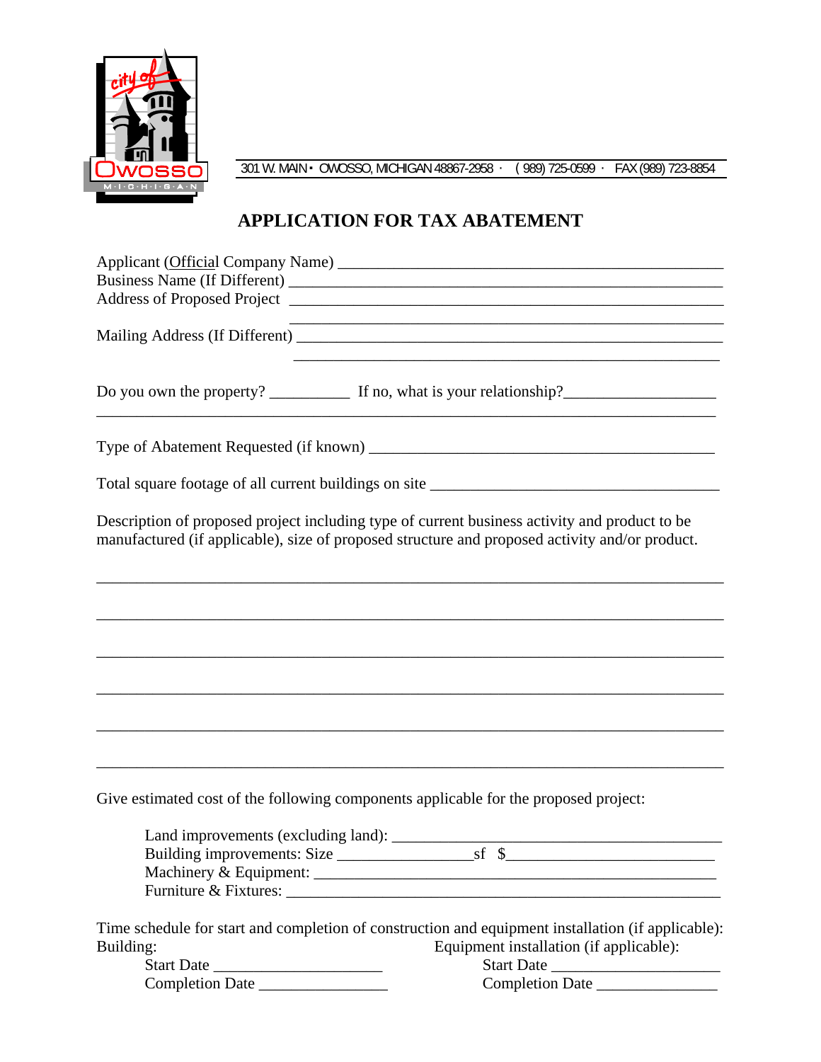301 W. MAIN • OWOSSO, MICHIGAN 48867-2958 · (989) 725-0599 · FAX (989) 723-8854

# APPLICATION FOR TAX ABATEMENT

Applicant (Official Company Name) ______________________________________________
Business Name (If Different) ___________________________________________________
Address of Proposed Project ___________________________________________________
___________________________________________________

Mailing Address (If Different) _________________________________________________
___________________________________________________

Do you own the property? __________ If no, what is your relationship?__________________
_______________________________________________________________________________

Type of Abatement Requested (if known) __________________________________________

Total square footage of all current buildings on site ___________________________________

Description of proposed project including type of current business activity and product to be manufactured (if applicable), size of proposed structure and proposed activity and/or product.

_______________________________________________________________________________

_______________________________________________________________________________

_______________________________________________________________________________

_______________________________________________________________________________

_______________________________________________________________________________

_______________________________________________________________________________

Give estimated cost of the following components applicable for the proposed project:

Land improvements (excluding land): ________________________________________
Building improvements: Size ________________sf $__________________________
Machinery & Equipment: _________________________________________________
Furniture & Fixtures: ____________________________________________________

Time schedule for start and completion of construction and equipment installation (if applicable):

Building:
Start Date ______________________
Completion Date ________________

Equipment installation (if applicable):
Start Date ______________________
Completion Date ________________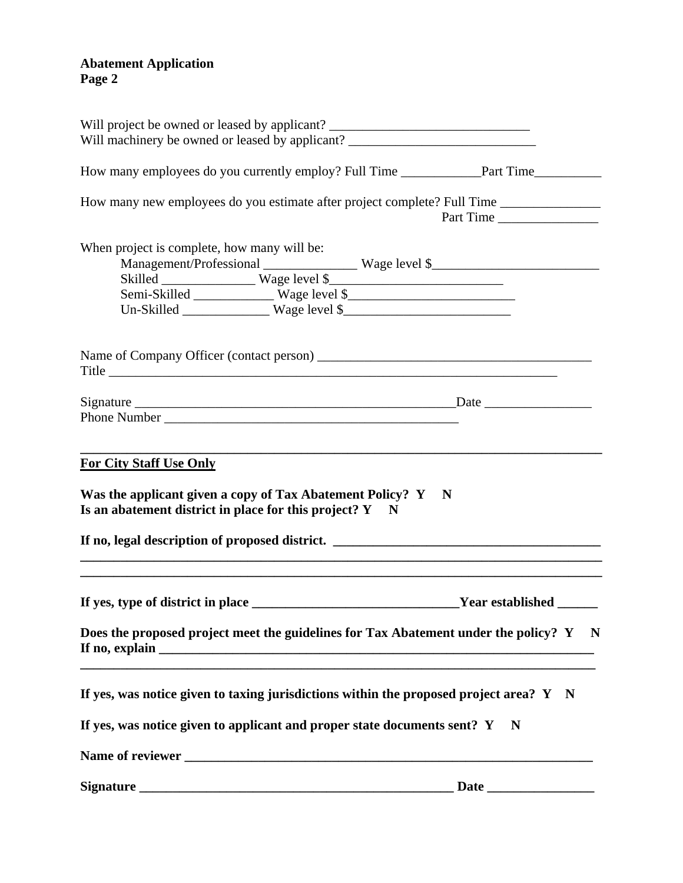**Abatement Application**
**Page 2**

Will project be owned or leased by applicant? ______________________________
Will machinery be owned or leased by applicant? ____________________________

How many employees do you currently employ? Full Time ____________Part Time__________

How many new employees do you estimate after project complete? Full Time _______________
Part Time _______________

When project is complete, how many will be:

Management/Professional ______________ Wage level $_________________________
Skilled ______________ Wage level $_________________________
Semi-Skilled ____________ Wage level $_________________________
Un-Skilled _____________ Wage level $_________________________

Name of Company Officer (contact person) __________________________________________
Title ______________________________________________________________________

Signature _________________________________________________Date ________________
Phone Number _____________________________________________

---

**For City Staff Use Only**

**Was the applicant given a copy of Tax Abatement Policy? Y N**
**Is an abatement district in place for this project? Y N**

**If no, legal description of proposed district. ________________________________________**
**________________________________________________________________________________**
**________________________________________________________________________________**

**If yes, type of district in place _______________________________Year established ______**

**Does the proposed project meet the guidelines for Tax Abatement under the policy? Y N**
**If no, explain _____________________________________________________________________**
**________________________________________________________________________________**

**If yes, was notice given to taxing jurisdictions within the proposed project area? Y N**

**If yes, was notice given to applicant and proper state documents sent? Y N**

**Name of reviewer ________________________________________________________________**

**Signature _________________________________________________ Date ________________**